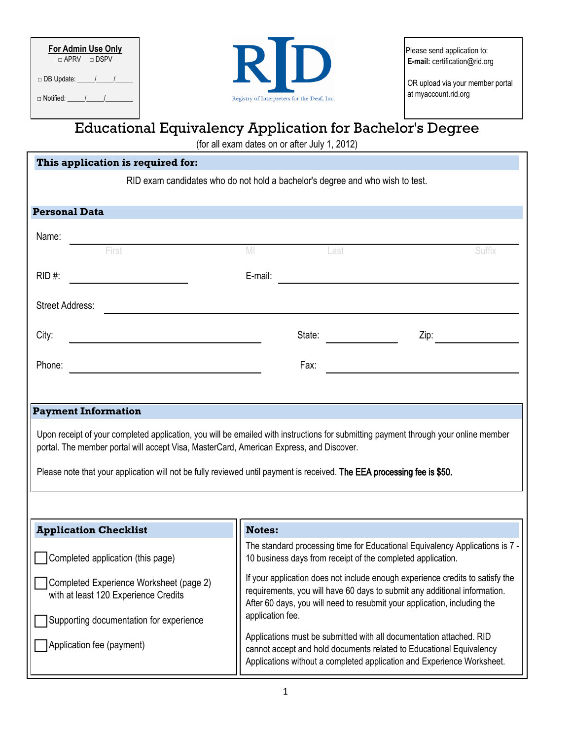**For Admin Use Only**
□ APRV □ DSPV

□ DB Update: _____/_____/_____

□ Notified: _____/_____/________

RID
Registry of Interpreters for the Deaf, Inc.

Please send application to:
**E-mail:** certification@rid.org

OR upload via your member portal at myaccount.rid.org

# Educational Equivalency Application for Bachelor's Degree

(for all exam dates on or after July 1, 2012)

## This application is required for:

RID exam candidates who do not hold a bachelor's degree and who wish to test.

## Personal Data

Name: ______________________________________________
First MI Last Suffix

RID #: ____________________ E-mail: ____________________

Street Address: ______________________________________________

City: ____________________ State: __________ Zip: __________

Phone: ____________________ Fax: ____________________

## Payment Information

Upon receipt of your completed application, you will be emailed with instructions for submitting payment through your online member portal. The member portal will accept Visa, MasterCard, American Express, and Discover.

Please note that your application will not be fully reviewed until payment is received. **The EEA processing fee is $50.**

## Application Checklist

- ☐ Completed application (this page)
- ☐ Completed Experience Worksheet (page 2) with at least 120 Experience Credits
- ☐ Supporting documentation for experience
- ☐ Application fee (payment)

## Notes:

The standard processing time for Educational Equivalency Applications is 7 - 10 business days from receipt of the completed application.

If your application does not include enough experience credits to satisfy the requirements, you will have 60 days to submit any additional information. After 60 days, you will need to resubmit your application, including the application fee.

Applications must be submitted with all documentation attached. RID cannot accept and hold documents related to Educational Equivalency Applications without a completed application and Experience Worksheet.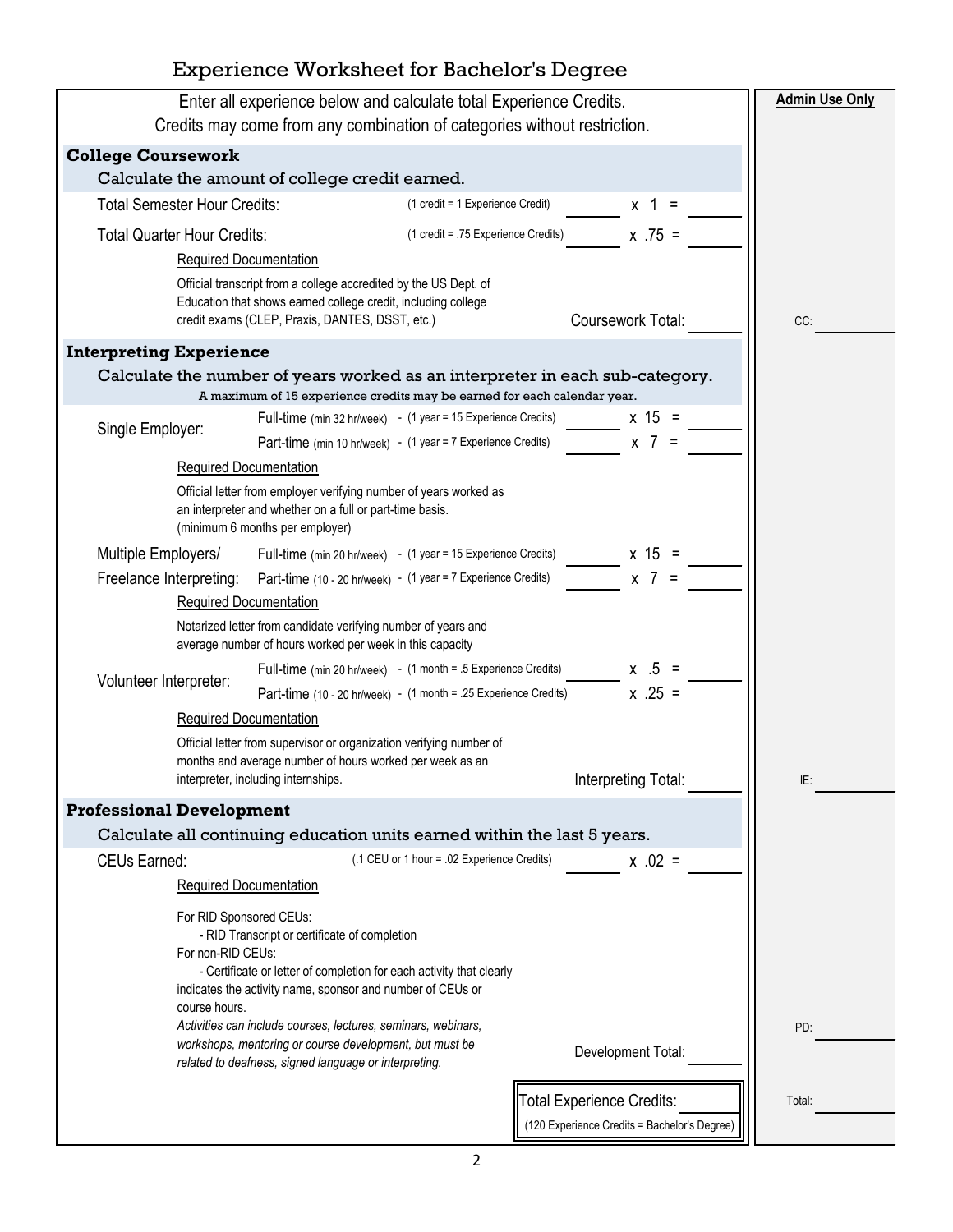# Experience Worksheet for Bachelor's Degree

Enter all experience below and calculate total Experience Credits.
Credits may come from any combination of categories without restriction.

**Admin Use Only**

## College Coursework

Calculate the amount of college credit earned.

| | | | |
|---|---|---|---|
| Total Semester Hour Credits: | (1 credit = 1 Experience Credit) | ______ x 1 = | ______ |
| Total Quarter Hour Credits: | (1 credit = .75 Experience Credits) | ______ x .75 = | ______ |

Required Documentation

Official transcript from a college accredited by the US Dept. of Education that shows earned college credit, including college credit exams (CLEP, Praxis, DANTES, DSST, etc.)

Coursework Total: ______

CC: ______

## Interpreting Experience

Calculate the number of years worked as an interpreter in each sub-category.

A maximum of 15 experience credits may be earned for each calendar year.

| | | | | |
|---|---|---|---|---|
| Single Employer: | Full-time (min 32 hr/week) | - (1 year = 15 Experience Credits) | ______ x 15 = | ______ |
| | Part-time (min 10 hr/week) | - (1 year = 7 Experience Credits) | ______ x 7 = | ______ |

Required Documentation

Official letter from employer verifying number of years worked as an interpreter and whether on a full or part-time basis. (minimum 6 months per employer)

| | | | | |
|---|---|---|---|---|
| Multiple Employers/ | Full-time (min 20 hr/week) | - (1 year = 15 Experience Credits) | ______ x 15 = | ______ |
| Freelance Interpreting: | Part-time (10 - 20 hr/week) | - (1 year = 7 Experience Credits) | ______ x 7 = | ______ |

Required Documentation

Notarized letter from candidate verifying number of years and average number of hours worked per week in this capacity

| | | | | |
|---|---|---|---|---|
| Volunteer Interpreter: | Full-time (min 20 hr/week) | - (1 month = .5 Experience Credits) | ______ x .5 = | ______ |
| | Part-time (10 - 20 hr/week) | - (1 month = .25 Experience Credits) | ______ x .25 = | ______ |

Required Documentation

Official letter from supervisor or organization verifying number of months and average number of hours worked per week as an interpreter, including internships.

Interpreting Total: ______

IE: ______

## Professional Development

Calculate all continuing education units earned within the last 5 years.

| | | | |
|---|---|---|---|
| CEUs Earned: | (.1 CEU or 1 hour = .02 Experience Credits) | ______ x .02 = | ______ |

Required Documentation

For RID Sponsored CEUs:
- RID Transcript or certificate of completion

For non-RID CEUs:
- Certificate or letter of completion for each activity that clearly indicates the activity name, sponsor and number of CEUs or course hours.

*Activities can include courses, lectures, seminars, webinars, workshops, mentoring or course development, but must be related to deafness, signed language or interpreting.*

Development Total: ______

PD: ______

**Total Experience Credits:** ______

(120 Experience Credits = Bachelor's Degree)

Total: ______